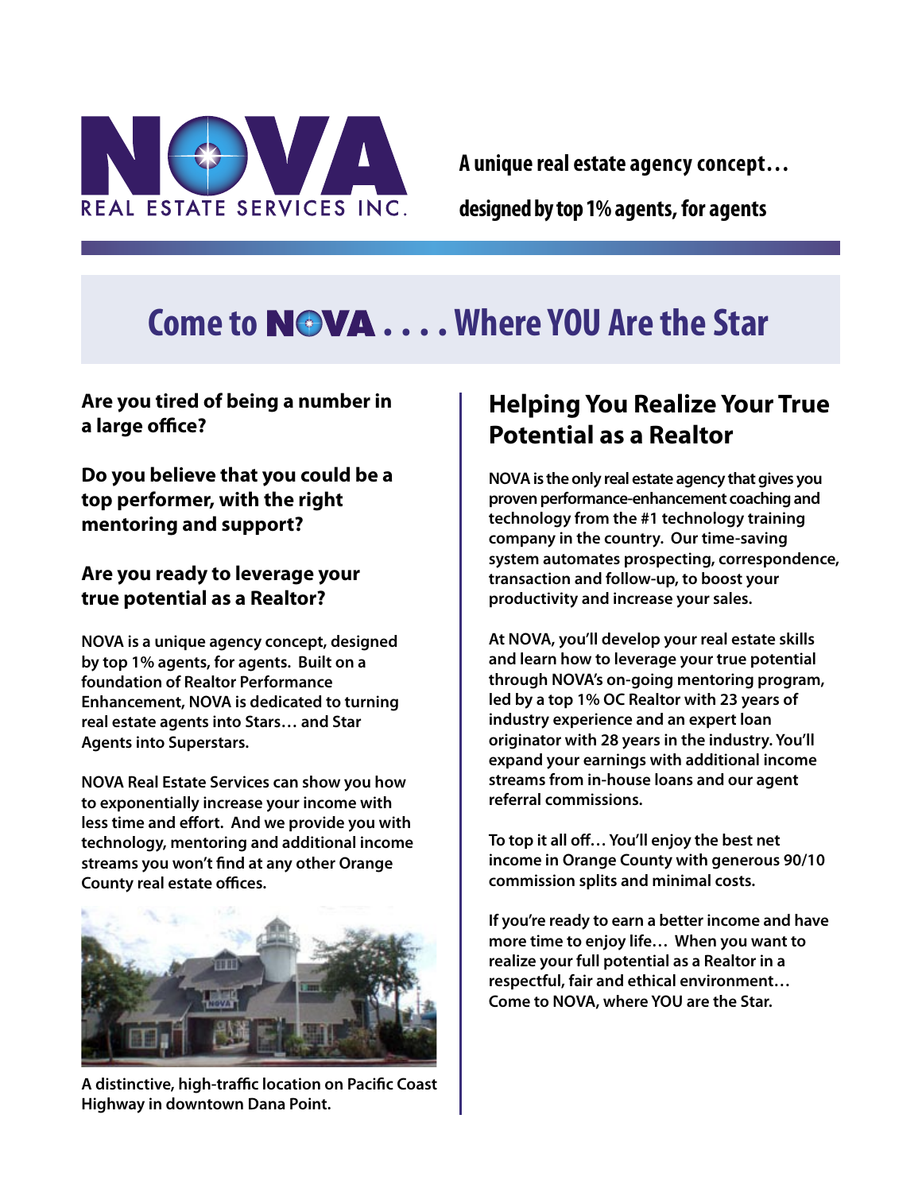NOVA REAL ESTATE SERVICES INC.

**A unique real estate agency concept…**

**designed by top 1% agents, for agents**

# Come to NOVA . . . . Where YOU Are the Star

### Are you tired of being a number in a large office?

### Do you believe that you could be a top performer, with the right mentoring and support?

### Are you ready to leverage your true potential as a Realtor?

**NOVA is a unique agency concept, designed by top 1% agents, for agents. Built on a foundation of Realtor Performance Enhancement, NOVA is dedicated to turning real estate agents into Stars… and Star Agents into Superstars.**

**NOVA Real Estate Services can show you how to exponentially increase your income with less time and effort. And we provide you with technology, mentoring and additional income streams you won't find at any other Orange County real estate offices.**

**A distinctive, high-traffic location on Pacific Coast Highway in downtown Dana Point.**

## Helping You Realize Your True Potential as a Realtor

**NOVA is the only real estate agency that gives you proven performance-enhancement coaching and technology from the #1 technology training company in the country. Our time-saving system automates prospecting, correspondence, transaction and follow-up, to boost your productivity and increase your sales.**

**At NOVA, you'll develop your real estate skills and learn how to leverage your true potential through NOVA's on-going mentoring program, led by a top 1% OC Realtor with 23 years of industry experience and an expert loan originator with 28 years in the industry. You'll expand your earnings with additional income streams from in-house loans and our agent referral commissions.**

**To top it all off… You'll enjoy the best net income in Orange County with generous 90/10 commission splits and minimal costs.**

**If you're ready to earn a better income and have more time to enjoy life… When you want to realize your full potential as a Realtor in a respectful, fair and ethical environment… Come to NOVA, where YOU are the Star.**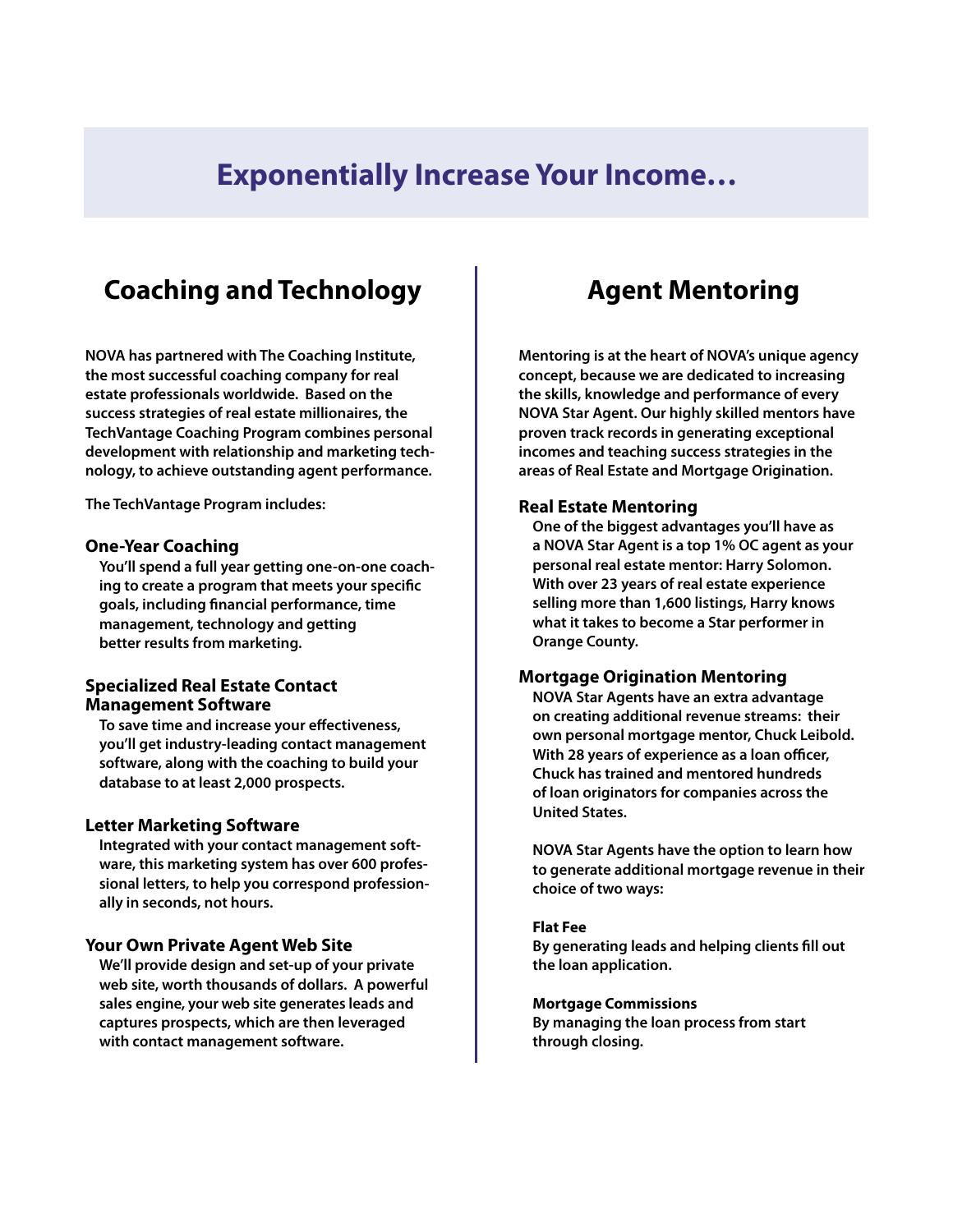# Exponentially Increase Your Income…

## Coaching and Technology

**NOVA has partnered with The Coaching Institute, the most successful coaching company for real estate professionals worldwide. Based on the success strategies of real estate millionaires, the TechVantage Coaching Program combines personal development with relationship and marketing technology, to achieve outstanding agent performance.**

**The TechVantage Program includes:**

### One-Year Coaching

**You'll spend a full year getting one-on-one coaching to create a program that meets your specific goals, including financial performance, time management, technology and getting better results from marketing.**

### Specialized Real Estate Contact Management Software

**To save time and increase your effectiveness, you'll get industry-leading contact management software, along with the coaching to build your database to at least 2,000 prospects.**

### Letter Marketing Software

**Integrated with your contact management software, this marketing system has over 600 professional letters, to help you correspond professionally in seconds, not hours.**

### Your Own Private Agent Web Site

**We'll provide design and set-up of your private web site, worth thousands of dollars. A powerful sales engine, your web site generates leads and captures prospects, which are then leveraged with contact management software.**

## Agent Mentoring

**Mentoring is at the heart of NOVA's unique agency concept, because we are dedicated to increasing the skills, knowledge and performance of every NOVA Star Agent. Our highly skilled mentors have proven track records in generating exceptional incomes and teaching success strategies in the areas of Real Estate and Mortgage Origination.**

### Real Estate Mentoring

**One of the biggest advantages you'll have as a NOVA Star Agent is a top 1% OC agent as your personal real estate mentor: Harry Solomon. With over 23 years of real estate experience selling more than 1,600 listings, Harry knows what it takes to become a Star performer in Orange County.**

### Mortgage Origination Mentoring

**NOVA Star Agents have an extra advantage on creating additional revenue streams: their own personal mortgage mentor, Chuck Leibold. With 28 years of experience as a loan officer, Chuck has trained and mentored hundreds of loan originators for companies across the United States.**

**NOVA Star Agents have the option to learn how to generate additional mortgage revenue in their choice of two ways:**

**Flat Fee**
**By generating leads and helping clients fill out the loan application.**

**Mortgage Commissions**
**By managing the loan process from start through closing.**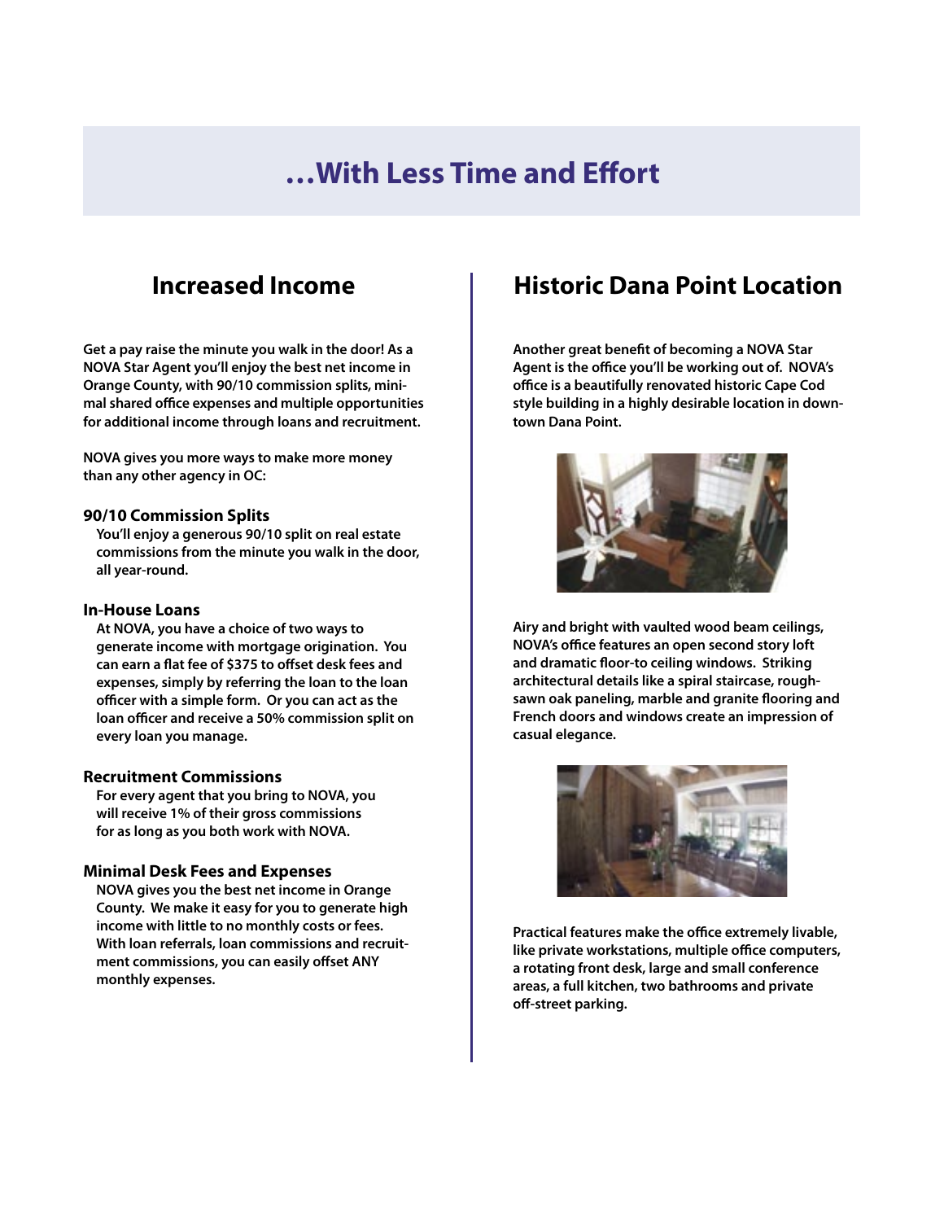# …With Less Time and Effort

## Increased Income

Get a pay raise the minute you walk in the door! As a NOVA Star Agent you'll enjoy the best net income in Orange County, with 90/10 commission splits, minimal shared office expenses and multiple opportunities for additional income through loans and recruitment.

NOVA gives you more ways to make more money than any other agency in OC:

### 90/10 Commission Splits

You'll enjoy a generous 90/10 split on real estate commissions from the minute you walk in the door, all year-round.

### In-House Loans

At NOVA, you have a choice of two ways to generate income with mortgage origination. You can earn a flat fee of $375 to offset desk fees and expenses, simply by referring the loan to the loan officer with a simple form. Or you can act as the loan officer and receive a 50% commission split on every loan you manage.

### Recruitment Commissions

For every agent that you bring to NOVA, you will receive 1% of their gross commissions for as long as you both work with NOVA.

### Minimal Desk Fees and Expenses

NOVA gives you the best net income in Orange County. We make it easy for you to generate high income with little to no monthly costs or fees. With loan referrals, loan commissions and recruitment commissions, you can easily offset ANY monthly expenses.

## Historic Dana Point Location

Another great benefit of becoming a NOVA Star Agent is the office you'll be working out of. NOVA's office is a beautifully renovated historic Cape Cod style building in a highly desirable location in downtown Dana Point.

Airy and bright with vaulted wood beam ceilings, NOVA's office features an open second story loft and dramatic floor-to ceiling windows. Striking architectural details like a spiral staircase, rough-sawn oak paneling, marble and granite flooring and French doors and windows create an impression of casual elegance.

Practical features make the office extremely livable, like private workstations, multiple office computers, a rotating front desk, large and small conference areas, a full kitchen, two bathrooms and private off-street parking.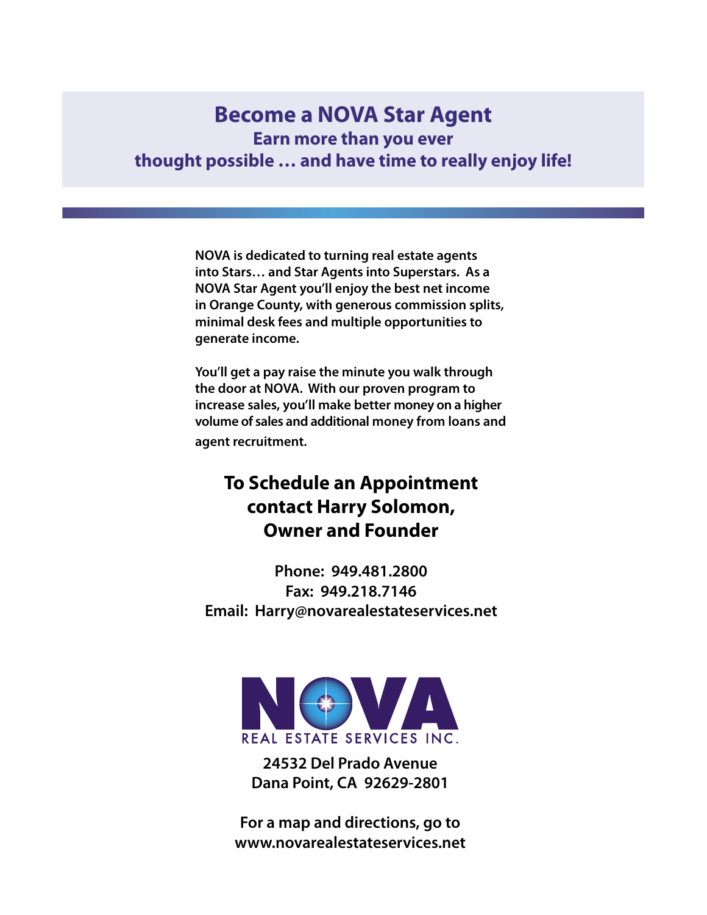# Become a NOVA Star Agent

## Earn more than you ever thought possible … and have time to really enjoy life!

**NOVA is dedicated to turning real estate agents into Stars… and Star Agents into Superstars. As a NOVA Star Agent you'll enjoy the best net income in Orange County, with generous commission splits, minimal desk fees and multiple opportunities to generate income.**

**You'll get a pay raise the minute you walk through the door at NOVA. With our proven program to increase sales, you'll make better money on a higher volume of sales and additional money from loans and agent recruitment.**

## To Schedule an Appointment contact Harry Solomon, Owner and Founder

**Phone: 949.481.2800**
**Fax: 949.218.7146**
**Email: Harry@novarealestateservices.net**

NOVA
REAL ESTATE SERVICES INC.

**24532 Del Prado Avenue**
**Dana Point, CA 92629-2801**

**For a map and directions, go to www.novarealestateservices.net**